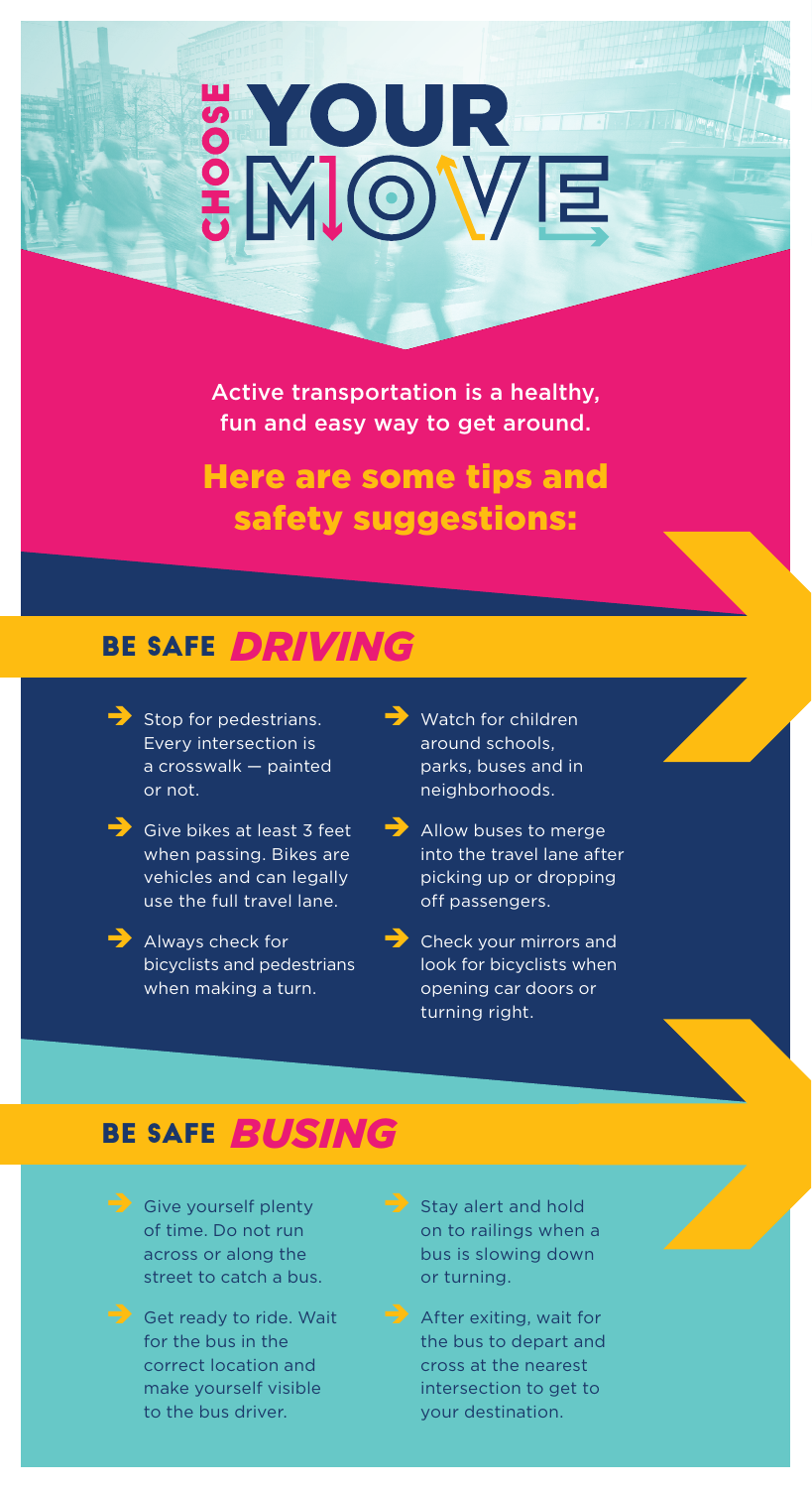# CHOOSE YOUR MOVE

Active transportation is a healthy, fun and easy way to get around.

## Here are some tips and safety suggestions:

## BE SAFE *DRIVING*

- Stop for pedestrians. Every intersection is a crosswalk — painted or not.
- Give bikes at least 3 feet when passing. Bikes are vehicles and can legally use the full travel lane.
- Always check for bicyclists and pedestrians when making a turn.
- Watch for children around schools, parks, buses and in neighborhoods.
- Allow buses to merge into the travel lane after picking up or dropping off passengers.
- Check your mirrors and look for bicyclists when opening car doors or turning right.

## BE SAFE *BUSING*

- Give yourself plenty of time. Do not run across or along the street to catch a bus.
- Get ready to ride. Wait for the bus in the correct location and make yourself visible to the bus driver.
- Stay alert and hold on to railings when a bus is slowing down or turning.
- After exiting, wait for the bus to depart and cross at the nearest intersection to get to your destination.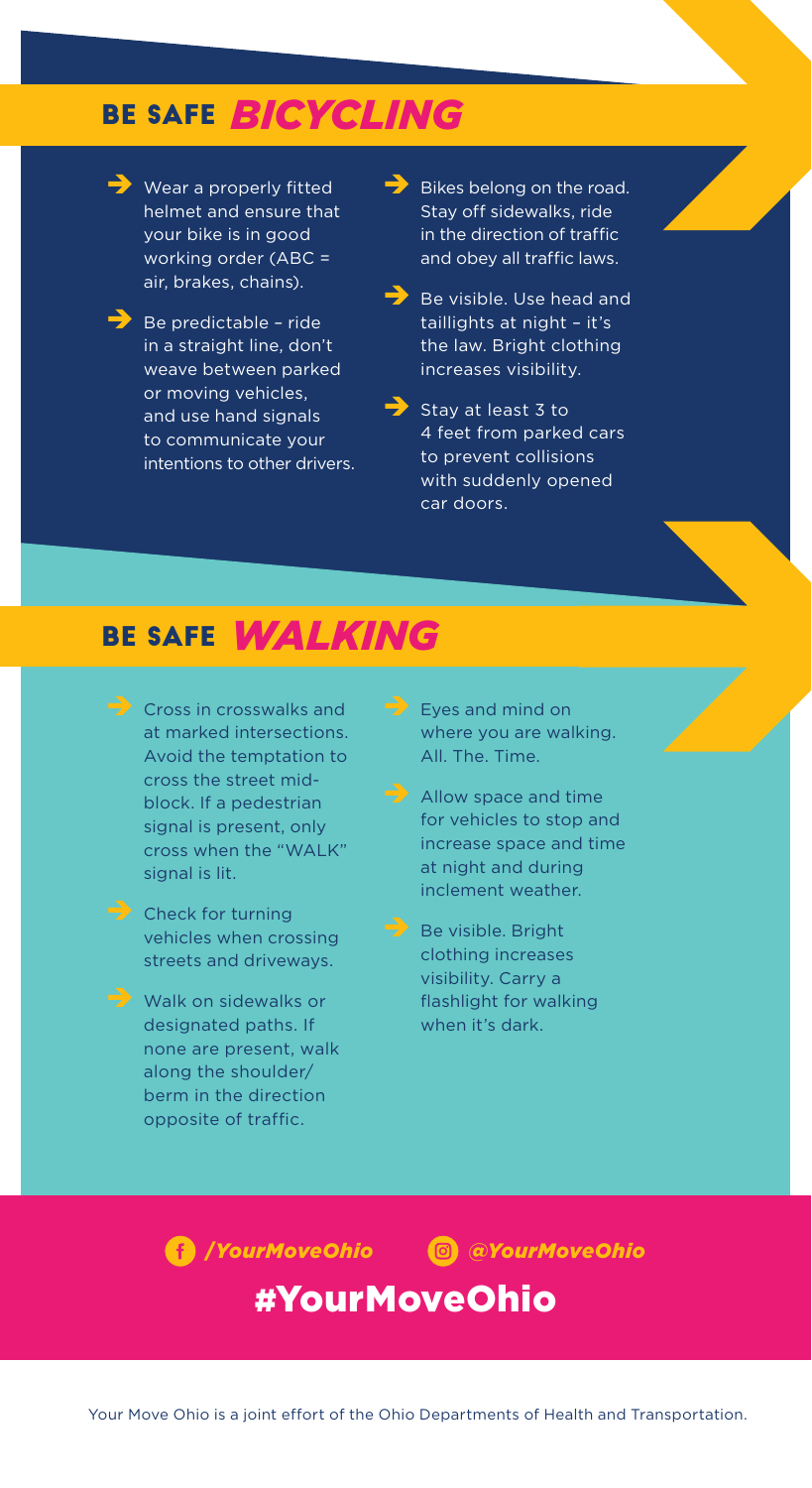## BE SAFE *BICYCLING*

- Wear a properly fitted helmet and ensure that your bike is in good working order (ABC = air, brakes, chains).
- Be predictable – ride in a straight line, don't weave between parked or moving vehicles, and use hand signals to communicate your intentions to other drivers.
- Bikes belong on the road. Stay off sidewalks, ride in the direction of traffic and obey all traffic laws.
- Be visible. Use head and taillights at night – it's the law. Bright clothing increases visibility.
- Stay at least 3 to 4 feet from parked cars to prevent collisions with suddenly opened car doors.

## BE SAFE *WALKING*

- Cross in crosswalks and at marked intersections. Avoid the temptation to cross the street mid-block. If a pedestrian signal is present, only cross when the "WALK" signal is lit.
- Check for turning vehicles when crossing streets and driveways.
- Walk on sidewalks or designated paths. If none are present, walk along the shoulder/berm in the direction opposite of traffic.
- Eyes and mind on where you are walking. All. The. Time.
- Allow space and time for vehicles to stop and increase space and time at night and during inclement weather.
- Be visible. Bright clothing increases visibility. Carry a flashlight for walking when it's dark.

*/YourMoveOhio* *@YourMoveOhio*

**#YourMoveOhio**

Your Move Ohio is a joint effort of the Ohio Departments of Health and Transportation.